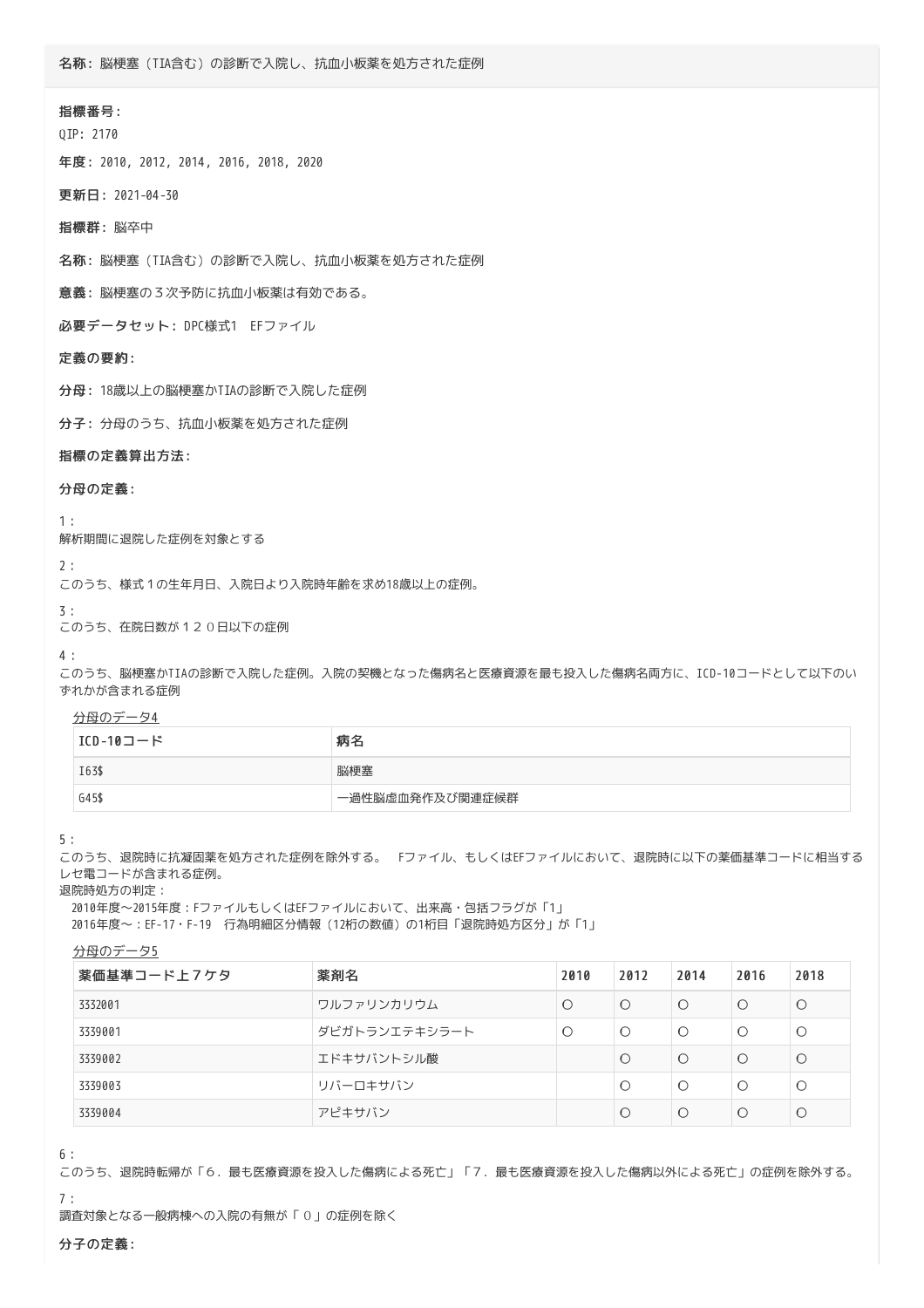**名称**: 脳梗塞（TIA含む）の診断で入院し、抗血小板薬を処方された症例

**指標番号**:

QIP: 2170

**年度**: 2010, 2012, 2014, 2016, 2018, 2020

**更新日**: 2021-04-30

**指標群**: 脳卒中

**名称**: 脳梗塞（TIA含む）の診断で入院し、抗血小板薬を処方された症例

**意義**: 脳梗塞の３次予防に抗血小板薬は有効である。

**必要データセット**: DPC様式1　EFファイル

**定義の要約**:

**分母**: 18歳以上の脳梗塞かTIAの診断で入院した症例

**分子**: 分母のうち、抗血小板薬を処方された症例

**指標の定義算出方法**:

**分母の定義**:

1 :
解析期間に退院した症例を対象とする

2 :
このうち、様式１の生年月日、入院日より入院時年齢を求め18歳以上の症例。

3 :
このうち、在院日数が１２０日以下の症例

4 :
このうち、脳梗塞かTIAの診断で入院した症例。入院の契機となった傷病名と医療資源を最も投入した傷病名両方に、ICD-10コードとして以下のいずれかが含まれる症例

分母のデータ4

| ICD-10コード | 病名 |
|---|---|
| I63$ | 脳梗塞 |
| G45$ | 一過性脳虚血発作及び関連症候群 |

5 :
このうち、退院時に抗凝固薬を処方された症例を除外する。　Fファイル、もしくはEFファイルにおいて、退院時に以下の薬価基準コードに相当するレセ電コードが含まれる症例。
退院時処方の判定：
2010年度～2015年度：FファイルもしくはEFファイルにおいて、出来高・包括フラグが「1」
2016年度～：EF-17・F-19　行為明細区分情報（12桁の数値）の1桁目「退院時処方区分」が「1」

分母のデータ5

| 薬価基準コード上７ケタ | 薬剤名 | 2010 | 2012 | 2014 | 2016 | 2018 |
|---|---|---|---|---|---|---|
| 3332001 | ワルファリンカリウム | ○ | ○ | ○ | ○ | ○ |
| 3339001 | ダビガトランエテキシラート | ○ | ○ | ○ | ○ | ○ |
| 3339002 | エドキサバントシル酸 | | ○ | ○ | ○ | ○ |
| 3339003 | リバーロキサバン | | ○ | ○ | ○ | ○ |
| 3339004 | アピキサバン | | ○ | ○ | ○ | ○ |

6 :
このうち、退院時転帰が「６．最も医療資源を投入した傷病による死亡」「７．最も医療資源を投入した傷病以外による死亡」の症例を除外する。

7 :
調査対象となる一般病棟への入院の有無が「０」の症例を除く

**分子の定義**: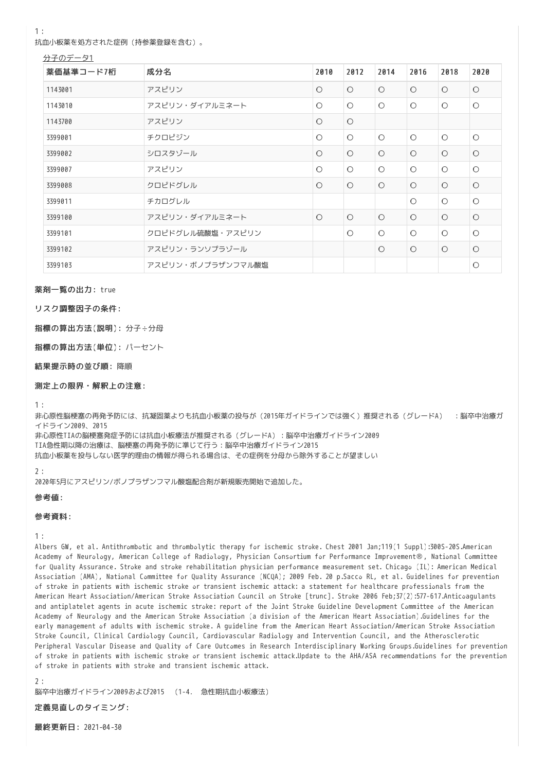1：
抗血小板薬を処方された症例（持参薬登録を含む）。

分子のデータ1

| 薬価基準コード7桁 | 成分名 | 2010 | 2012 | 2014 | 2016 | 2018 | 2020 |
|---|---|---|---|---|---|---|---|
| 1143001 | アスピリン | ○ | ○ | ○ | ○ | ○ | ○ |
| 1143010 | アスピリン・ダイアルミネート | ○ | ○ | ○ | ○ | ○ | ○ |
| 1143700 | アスピリン | ○ | ○ | | | | |
| 3399001 | チクロピジン | ○ | ○ | ○ | ○ | ○ | ○ |
| 3399002 | シロスタゾール | ○ | ○ | ○ | ○ | ○ | ○ |
| 3399007 | アスピリン | ○ | ○ | ○ | ○ | ○ | ○ |
| 3399008 | クロピドグレル | ○ | ○ | ○ | ○ | ○ | ○ |
| 3399011 | チカログレル | | | | ○ | ○ | ○ |
| 3399100 | アスピリン・ダイアルミネート | ○ | ○ | ○ | ○ | ○ | ○ |
| 3399101 | クロピドグレル硫酸塩・アスピリン | | ○ | ○ | ○ | ○ | ○ |
| 3399102 | アスピリン・ランソプラゾール | | | ○ | ○ | ○ | ○ |
| 3399103 | アスピリン・ボノプラザンフマル酸塩 | | | | | | ○ |

**薬剤一覧の出力：** true

**リスク調整因子の条件：**

**指標の算出方法（説明）：** 分子÷分母

**指標の算出方法（単位）：** パーセント

**結果提示時の並び順：** 降順

**測定上の限界・解釈上の注意：**

1：
非心原性脳梗塞の再発予防には、抗凝固薬よりも抗血小板薬の投与が（2015年ガイドラインでは強く）推奨される（グレードA）　：脳卒中治療ガイドライン2009、2015
非心原性TIAの脳梗塞発症予防には抗血小板療法が推奨される（グレードA）：脳卒中治療ガイドライン2009
TIA急性期以降の治療は、脳梗塞の再発予防に準じて行う：脳卒中治療ガイドライン2015
抗血小板薬を投与しない医学的理由の情報が得られる場合は、その症例を分母から除外することが望ましい

2：
2020年5月にアスピリン/ボノプラザンフマル酸塩配合剤が新規販売開始で追加した。

**参考値：**

**参考資料：**

1：
Albers GW, et al. Antithrombotic and thrombolytic therapy for ischemic stroke. Chest 2001 Jan;119(1 Suppl):300S-20S.American Academy of Neurology, American College of Radiology, Physician Consortium for Performance Improvement®, National Committee for Quality Assurance. Stroke and stroke rehabilitation physician performance measurement set. Chicago (IL): American Medical Association (AMA), National Committee for Quality Assurance (NCQA); 2009 Feb. 20 p.Sacco RL, et al. Guidelines for prevention of stroke in patients with ischemic stroke or transient ischemic attack: a statement for healthcare professionals from the American Heart Association/American Stroke Association Council on Stroke [trunc]. Stroke 2006 Feb;37(2):577-617.Anticoagulants and antiplatelet agents in acute ischemic stroke: report of the Joint Stroke Guideline Development Committee of the American Academy of Neurology and the American Stroke Association (a division of the American Heart Association).Guidelines for the early management of adults with ischemic stroke. A guideline from the American Heart Association/American Stroke Association Stroke Council, Clinical Cardiology Council, Cardiovascular Radiology and Intervention Council, and the Atherosclerotic Peripheral Vascular Disease and Quality of Care Outcomes in Research Interdisciplinary Working Groups.Guidelines for prevention of stroke in patients with ischemic stroke or transient ischemic attack.Update to the AHA/ASA recommendations for the prevention of stroke in patients with stroke and transient ischemic attack.

2：
脳卒中治療ガイドライン2009および2015　（1-4．急性期抗血小板療法）

**定義見直しのタイミング：**

**最終更新日：** 2021-04-30